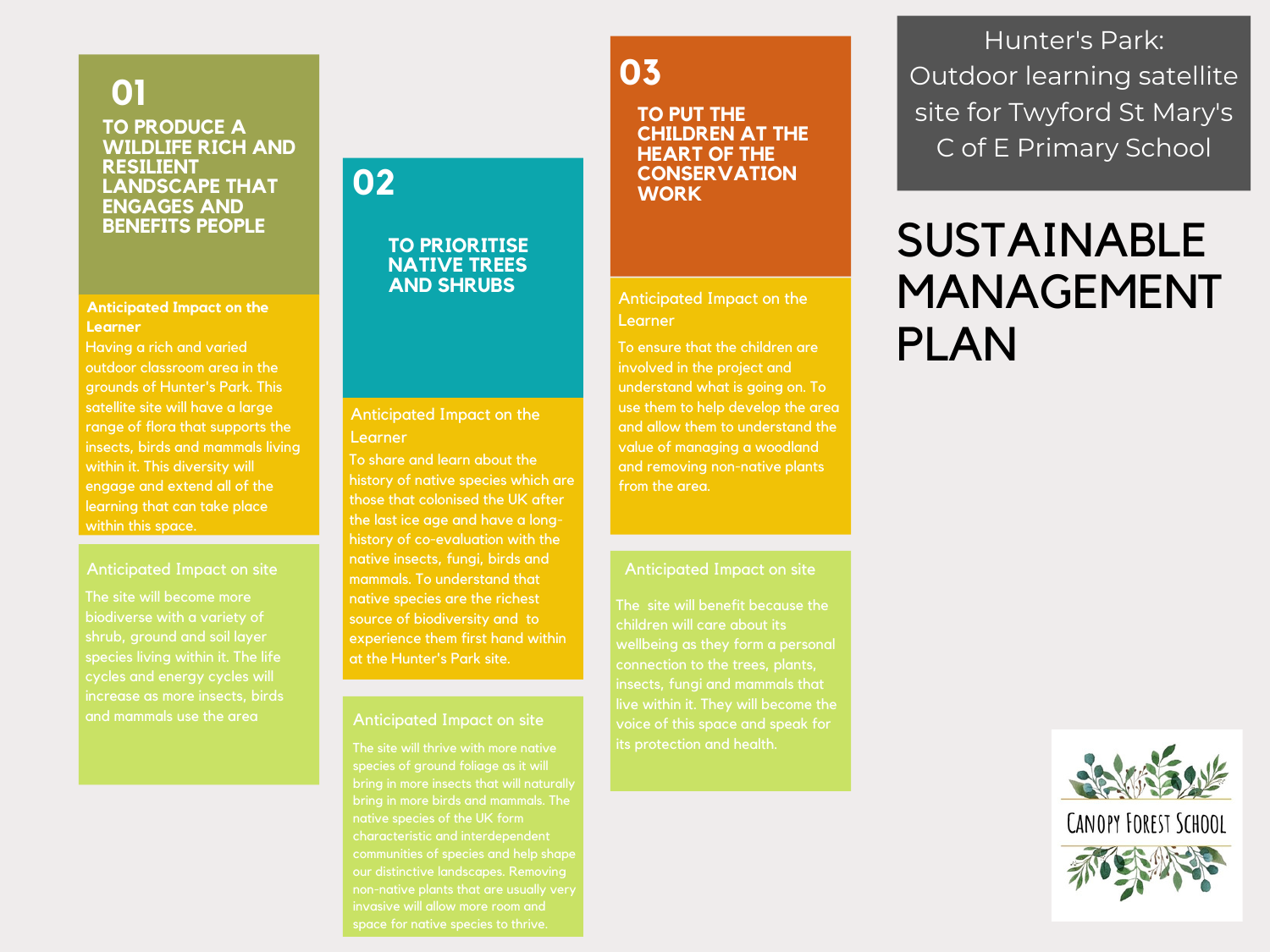Hunter's Park: Outdoor learning satellite site for Twyford St Mary's C of E Primary School

# SUSTAINABLE MANAGEMENT PLAN

## 01 TO PRODUCE A WILDLIFE RICH AND RESILIENT LANDSCAPE THAT ENGAGES AND BENEFITS PEOPLE

**Anticipated Impact on the Learner**

Having a rich and varied outdoor classroom area in the grounds of Hunter's Park. This satellite site will have a large range of flora that supports the insects, birds and mammals living within it. This diversity will engage and extend all of the learning that can take place within this space.

**Anticipated Impact on site**

The site will become more biodiverse with a variety of shrub, ground and soil layer species living within it. The life cycles and energy cycles will increase as more insects, birds and mammals use the area

## 02 TO PRIORITISE NATIVE TREES AND SHRUBS

**Anticipated Impact on the Learner**

To share and learn about the history of native species which are those that colonised the UK after the last ice age and have a long-history of co-evaluation with the native insects, fungi, birds and mammals. To understand that native species are the richest source of biodiversity and to experience them first hand within at the Hunter's Park site.

**Anticipated Impact on site**

The site will thrive with more native species of ground foliage as it will bring in more insects that will naturally bring in more birds and mammals. The native species of the UK form characteristic and interdependent communities of species and help shape our distinctive landscapes. Removing non-native plants that are usually very invasive will allow more room and space for native species to thrive.

## 03 TO PUT THE CHILDREN AT THE HEART OF THE CONSERVATION WORK

**Anticipated Impact on the Learner**

To ensure that the children are involved in the project and understand what is going on. To use them to help develop the area and allow them to understand the value of managing a woodland and removing non-native plants from the area.

**Anticipated Impact on site**

The site will benefit because the children will care about its wellbeing as they form a personal connection to the trees, plants, insects, fungi and mammals that live within it. They will become the voice of this space and speak for its protection and health.

CANOPY FOREST SCHOOL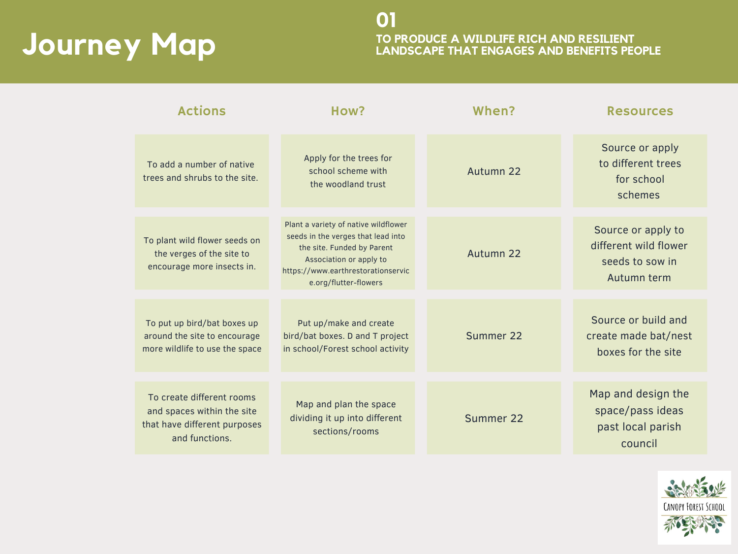# Journey Map

## 01

### TO PRODUCE A WILDLIFE RICH AND RESILIENT LANDSCAPE THAT ENGAGES AND BENEFITS PEOPLE

| Actions | How? | When? | Resources |
| --- | --- | --- | --- |
| To add a number of native trees and shrubs to the site. | Apply for the trees for school scheme with the woodland trust | Autumn 22 | Source or apply to different trees for school schemes |
| To plant wild flower seeds on the verges of the site to encourage more insects in. | Plant a variety of native wildflower seeds in the verges that lead into the site. Funded by Parent Association or apply to https://www.earthrestorationservice.org/flutter-flowers | Autumn 22 | Source or apply to different wild flower seeds to sow in Autumn term |
| To put up bird/bat boxes up around the site to encourage more wildlife to use the space | Put up/make and create bird/bat boxes. D and T project in school/Forest school activity | Summer 22 | Source or build and create made bat/nest boxes for the site |
| To create different rooms and spaces within the site that have different purposes and functions. | Map and plan the space dividing it up into different sections/rooms | Summer 22 | Map and design the space/pass ideas past local parish council |

Canopy Forest School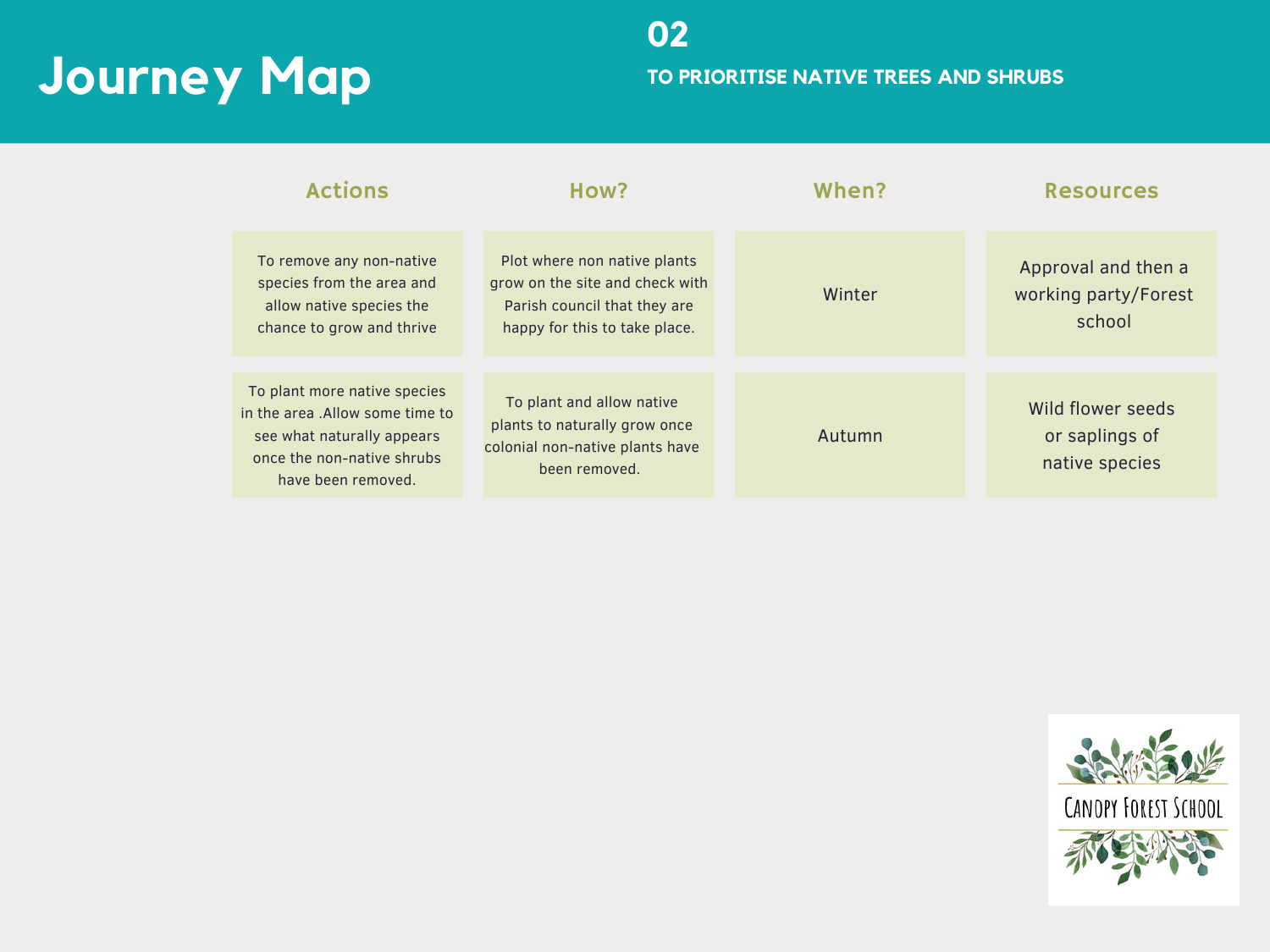# Journey Map

## 02

### TO PRIORITISE NATIVE TREES AND SHRUBS

| Actions | How? | When? | Resources |
| --- | --- | --- | --- |
| To remove any non-native species from the area and allow native species the chance to grow and thrive | Plot where non native plants grow on the site and check with Parish council that they are happy for this to take place. | Winter | Approval and then a working party/Forest school |
| To plant more native species in the area .Allow some time to see what naturally appears once the non-native shrubs have been removed. | To plant and allow native plants to naturally grow once colonial non-native plants have been removed. | Autumn | Wild flower seeds or saplings of native species |

Canopy Forest School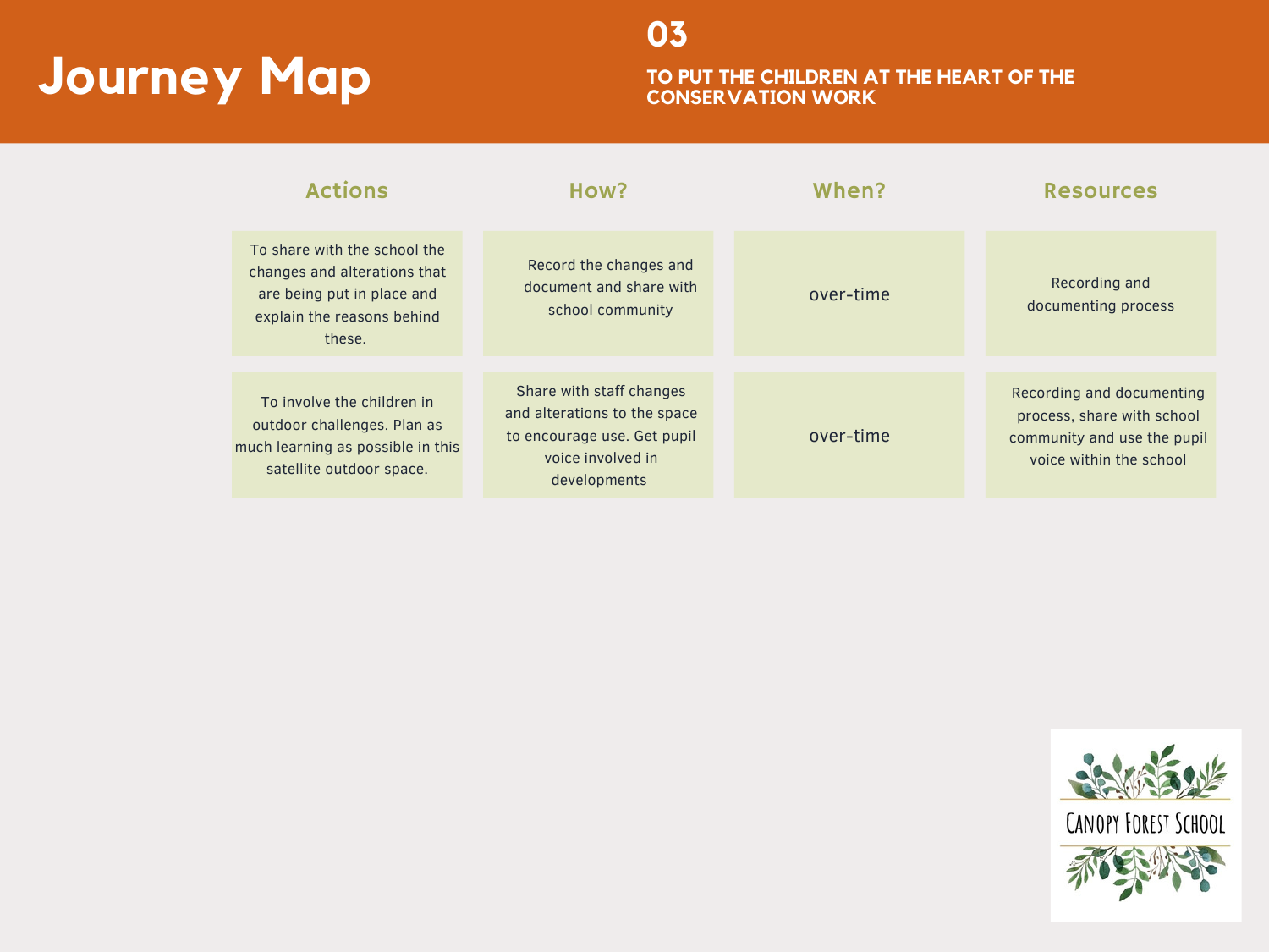# Journey Map

## 03

### TO PUT THE CHILDREN AT THE HEART OF THE CONSERVATION WORK

| Actions | How? | When? | Resources |
| --- | --- | --- | --- |
| To share with the school the changes and alterations that are being put in place and explain the reasons behind these. | Record the changes and document and share with school community | over-time | Recording and documenting process |
| To involve the children in outdoor challenges. Plan as much learning as possible in this satellite outdoor space. | Share with staff changes and alterations to the space to encourage use. Get pupil voice involved in developments | over-time | Recording and documenting process, share with school community and use the pupil voice within the school |

CANOPY FOREST SCHOOL